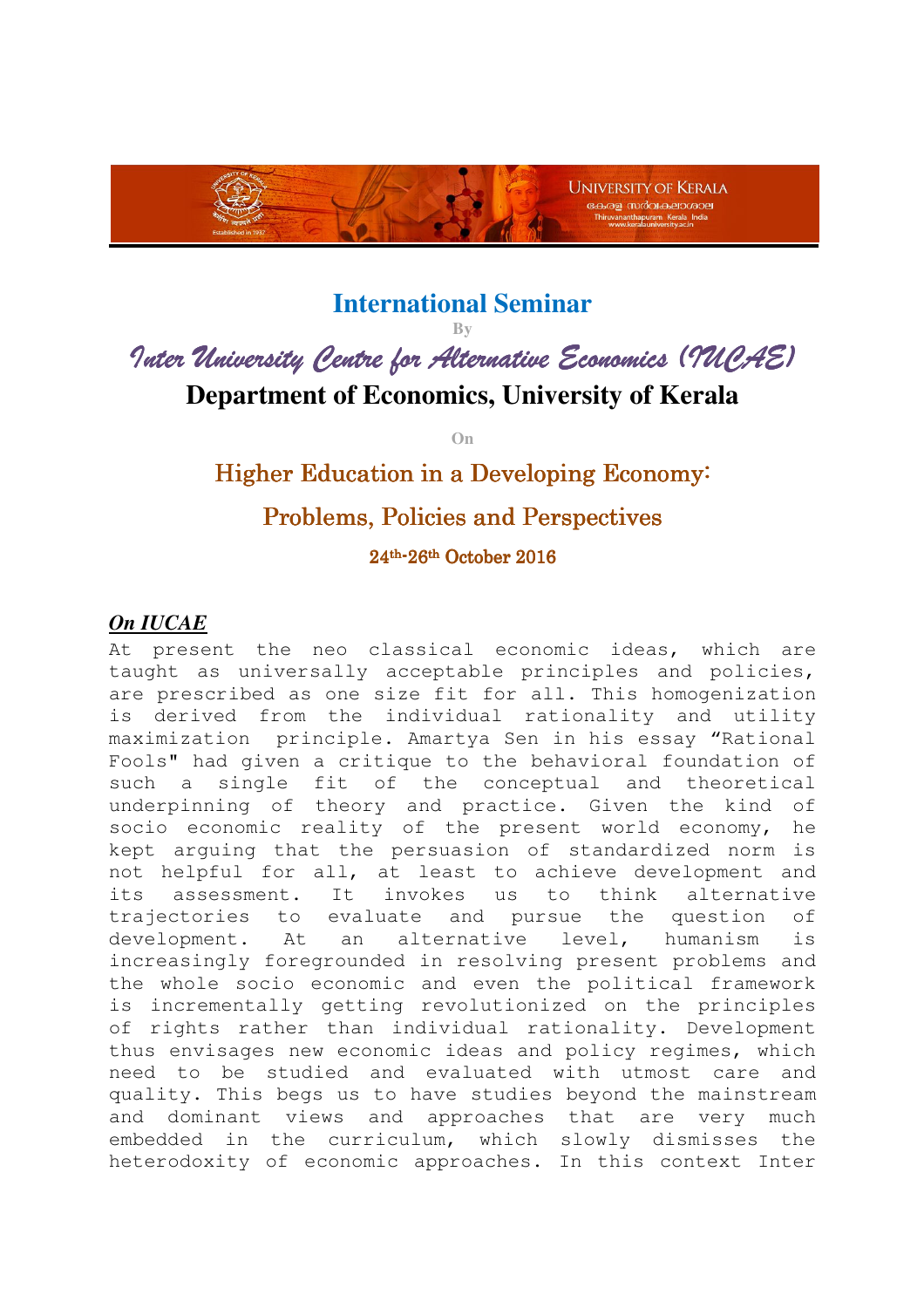# International Seminar

By

## *Inter University Centre for Alternative Economics (IUCAE)*

## Department of Economics, University of Kerala

On

## Higher Education in a Developing Economy: Problems, Policies and Perspectives

**24th-26th October 2016**

### *On IUCAE*

At present the neo classical economic ideas, which are taught as universally acceptable principles and policies, are prescribed as one size fit for all. This homogenization is derived from the individual rationality and utility maximization principle. Amartya Sen in his essay "Rational Fools" had given a critique to the behavioral foundation of such a single fit of the conceptual and theoretical underpinning of theory and practice. Given the kind of socio economic reality of the present world economy, he kept arguing that the persuasion of standardized norm is not helpful for all, at least to achieve development and its assessment. It invokes us to think alternative trajectories to evaluate and pursue the question of development. At an alternative level, humanism is increasingly foregrounded in resolving present problems and the whole socio economic and even the political framework is incrementally getting revolutionized on the principles of rights rather than individual rationality. Development thus envisages new economic ideas and policy regimes, which need to be studied and evaluated with utmost care and quality. This begs us to have studies beyond the mainstream and dominant views and approaches that are very much embedded in the curriculum, which slowly dismisses the heterodoxity of economic approaches. In this context Inter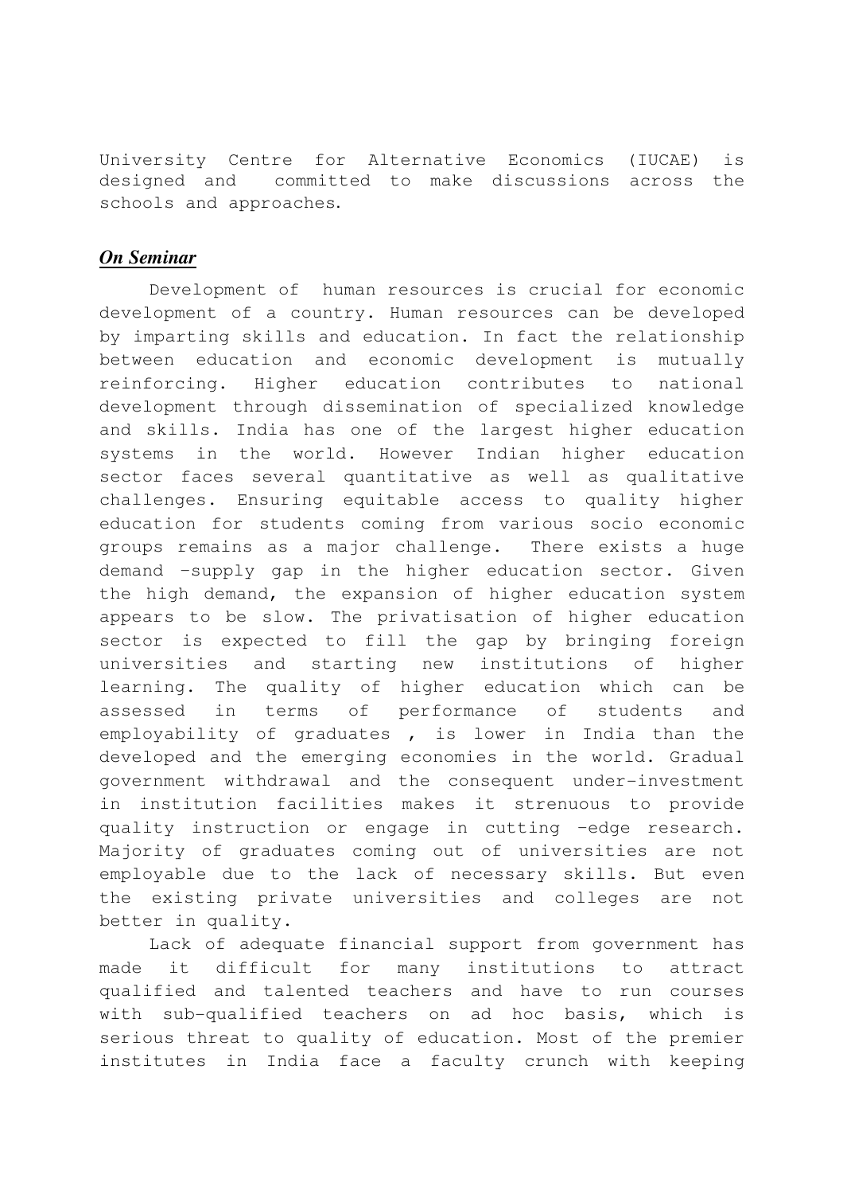University Centre for Alternative Economics (IUCAE) is designed and committed to make discussions across the schools and approaches.

## *On Seminar*

Development of human resources is crucial for economic development of a country. Human resources can be developed by imparting skills and education. In fact the relationship between education and economic development is mutually reinforcing. Higher education contributes to national development through dissemination of specialized knowledge and skills. India has one of the largest higher education systems in the world. However Indian higher education sector faces several quantitative as well as qualitative challenges. Ensuring equitable access to quality higher education for students coming from various socio economic groups remains as a major challenge. There exists a huge demand -supply gap in the higher education sector. Given the high demand, the expansion of higher education system appears to be slow. The privatisation of higher education sector is expected to fill the gap by bringing foreign universities and starting new institutions of higher learning. The quality of higher education which can be assessed in terms of performance of students and employability of graduates , is lower in India than the developed and the emerging economies in the world. Gradual government withdrawal and the consequent under-investment in institution facilities makes it strenuous to provide quality instruction or engage in cutting -edge research. Majority of graduates coming out of universities are not employable due to the lack of necessary skills. But even the existing private universities and colleges are not better in quality.

Lack of adequate financial support from government has made it difficult for many institutions to attract qualified and talented teachers and have to run courses with sub-qualified teachers on ad hoc basis, which is serious threat to quality of education. Most of the premier institutes in India face a faculty crunch with keeping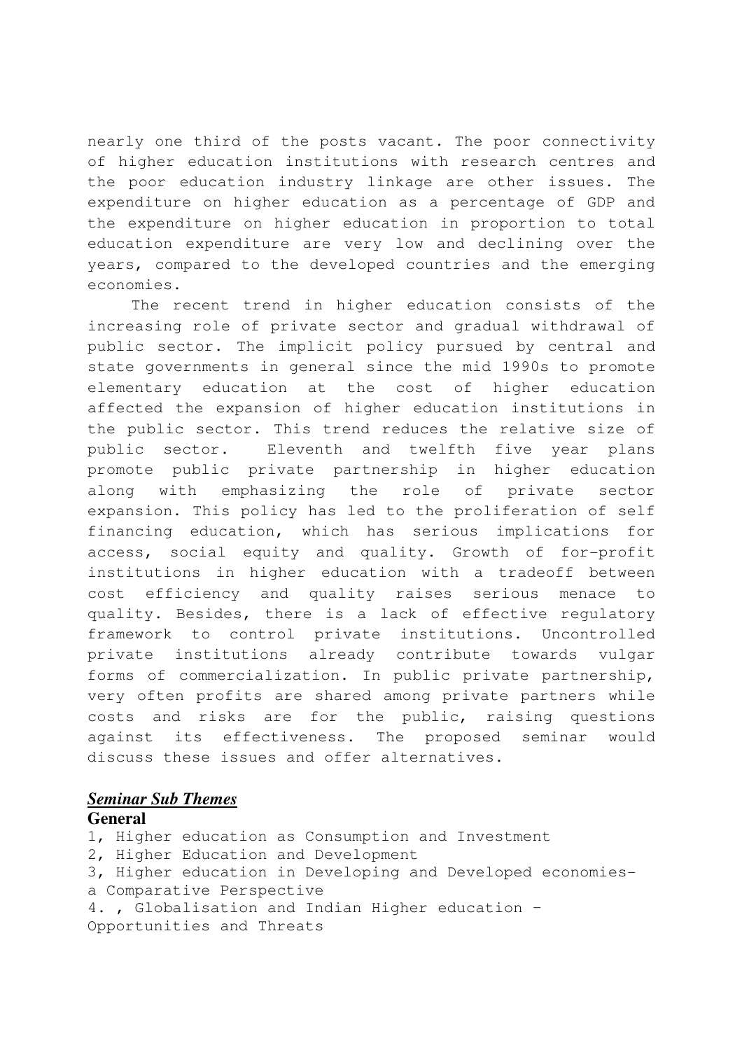nearly one third of the posts vacant. The poor connectivity of higher education institutions with research centres and the poor education industry linkage are other issues. The expenditure on higher education as a percentage of GDP and the expenditure on higher education in proportion to total education expenditure are very low and declining over the years, compared to the developed countries and the emerging economies.

The recent trend in higher education consists of the increasing role of private sector and gradual withdrawal of public sector. The implicit policy pursued by central and state governments in general since the mid 1990s to promote elementary education at the cost of higher education affected the expansion of higher education institutions in the public sector. This trend reduces the relative size of public sector. Eleventh and twelfth five year plans promote public private partnership in higher education along with emphasizing the role of private sector expansion. This policy has led to the proliferation of self financing education, which has serious implications for access, social equity and quality. Growth of for-profit institutions in higher education with a tradeoff between cost efficiency and quality raises serious menace to quality. Besides, there is a lack of effective regulatory framework to control private institutions. Uncontrolled private institutions already contribute towards vulgar forms of commercialization. In public private partnership, very often profits are shared among private partners while costs and risks are for the public, raising questions against its effectiveness. The proposed seminar would discuss these issues and offer alternatives.

## ***Seminar Sub Themes***

### General

1, Higher education as Consumption and Investment

2, Higher Education and Development

3, Higher education in Developing and Developed economies- a Comparative Perspective

4. , Globalisation and Indian Higher education - Opportunities and Threats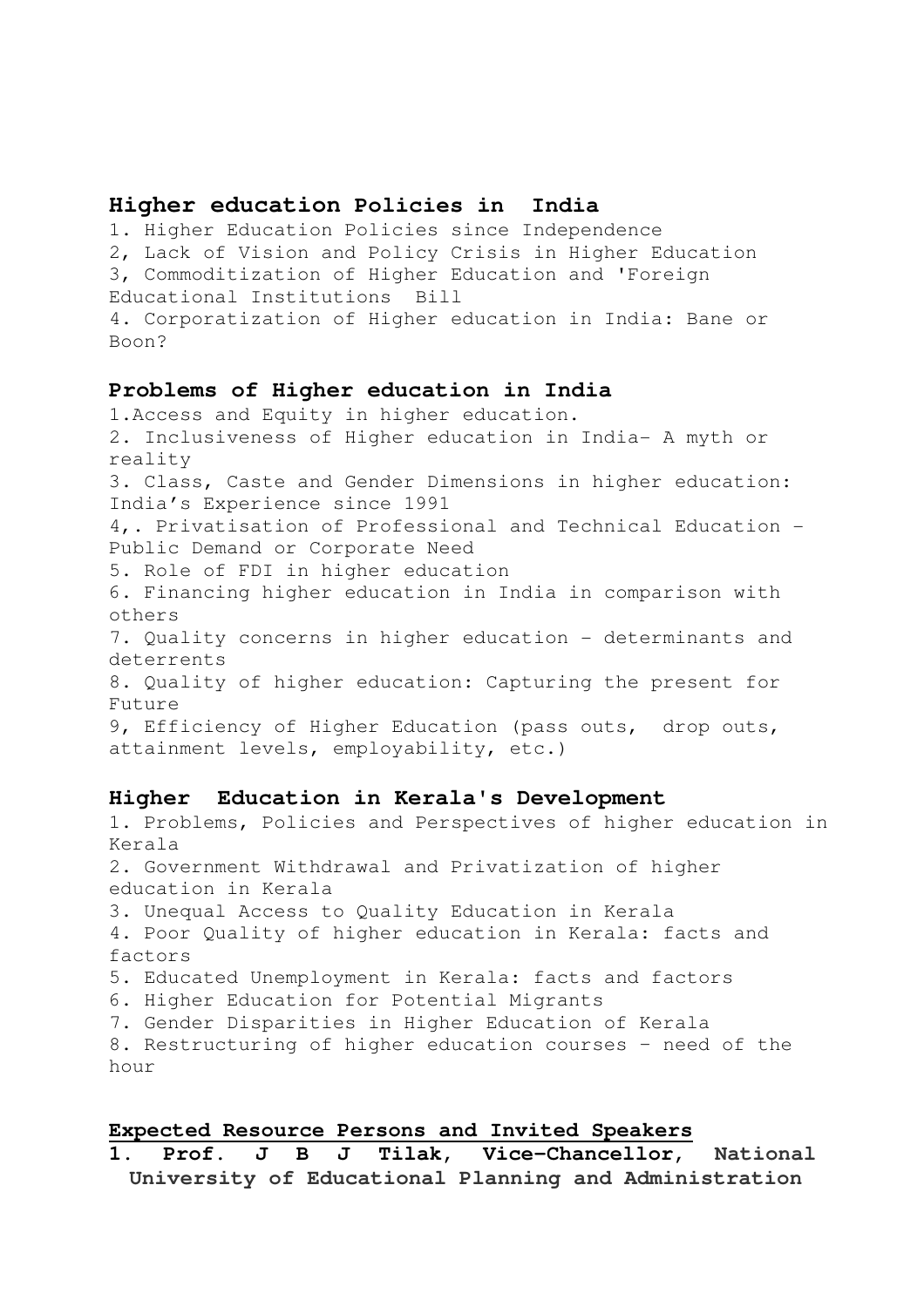## Higher education Policies in India

1. Higher Education Policies since Independence
2, Lack of Vision and Policy Crisis in Higher Education
3, Commoditization of Higher Education and 'Foreign Educational Institutions Bill
4. Corporatization of Higher education in India: Bane or Boon?

## Problems of Higher education in India

1.Access and Equity in higher education.
2. Inclusiveness of Higher education in India- A myth or reality
3. Class, Caste and Gender Dimensions in higher education: India's Experience since 1991
4,. Privatisation of Professional and Technical Education - Public Demand or Corporate Need
5. Role of FDI in higher education
6. Financing higher education in India in comparison with others
7. Quality concerns in higher education - determinants and deterrents
8. Quality of higher education: Capturing the present for Future
9, Efficiency of Higher Education (pass outs, drop outs, attainment levels, employability, etc.)

## Higher Education in Kerala's Development

1. Problems, Policies and Perspectives of higher education in Kerala
2. Government Withdrawal and Privatization of higher education in Kerala
3. Unequal Access to Quality Education in Kerala
4. Poor Quality of higher education in Kerala: facts and factors
5. Educated Unemployment in Kerala: facts and factors
6. Higher Education for Potential Migrants
7. Gender Disparities in Higher Education of Kerala
8. Restructuring of higher education courses – need of the hour

## Expected Resource Persons and Invited Speakers

1. **Prof. J B J Tilak, Vice-Chancellor, National University of Educational Planning and Administration**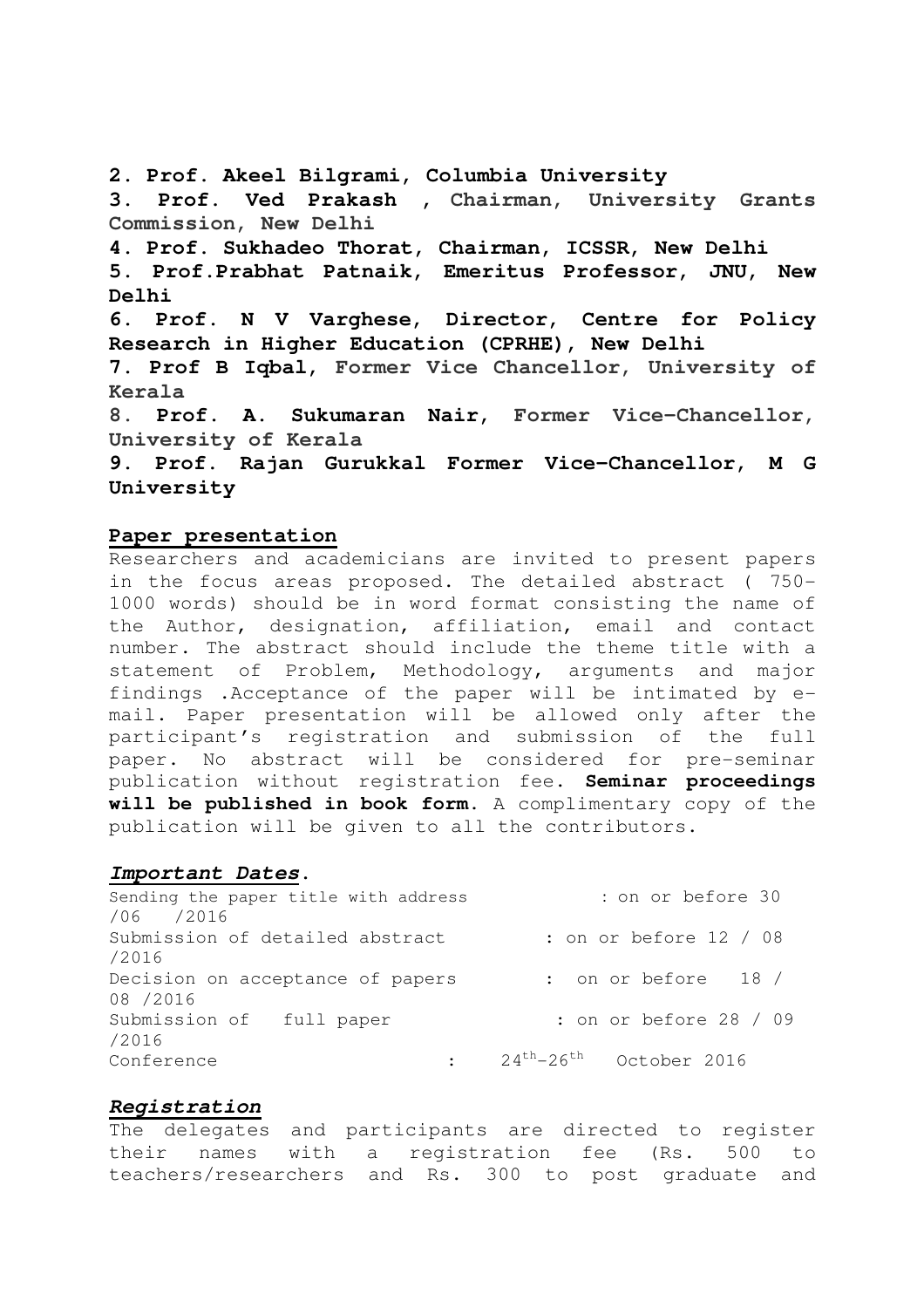**2. Prof. Akeel Bilgrami, Columbia University**

**3. Prof. Ved Prakash , Chairman, University Grants Commission, New Delhi**

**4. Prof. Sukhadeo Thorat, Chairman, ICSSR, New Delhi**

**5. Prof.Prabhat Patnaik, Emeritus Professor, JNU, New Delhi**

**6. Prof. N V Varghese, Director, Centre for Policy Research in Higher Education (CPRHE), New Delhi**

**7. Prof B Iqbal, Former Vice Chancellor, University of Kerala**

**8. Prof. A. Sukumaran Nair, Former Vice-Chancellor, University of Kerala**

**9. Prof. Rajan Gurukkal Former Vice-Chancellor, M G University**

## Paper presentation

Researchers and academicians are invited to present papers in the focus areas proposed. The detailed abstract ( 750-1000 words) should be in word format consisting the name of the Author, designation, affiliation, email and contact number. The abstract should include the theme title with a statement of Problem, Methodology, arguments and major findings .Acceptance of the paper will be intimated by e-mail. Paper presentation will be allowed only after the participant's registration and submission of the full paper. No abstract will be considered for pre-seminar publication without registration fee. **Seminar proceedings will be published in book form.** A complimentary copy of the publication will be given to all the contributors.

## *Important Dates.*

| | |
|---|---|
| Sending the paper title with address | : on or before 30 /06 /2016 |
| Submission of detailed abstract | : on or before 12 / 08 /2016 |
| Decision on acceptance of papers | : on or before 18 / 08 /2016 |
| Submission of full paper | : on or before 28 / 09 /2016 |
| Conference | : 24th-26th October 2016 |

## *Registration*

The delegates and participants are directed to register their names with a registration fee (Rs. 500 to teachers/researchers and Rs. 300 to post graduate and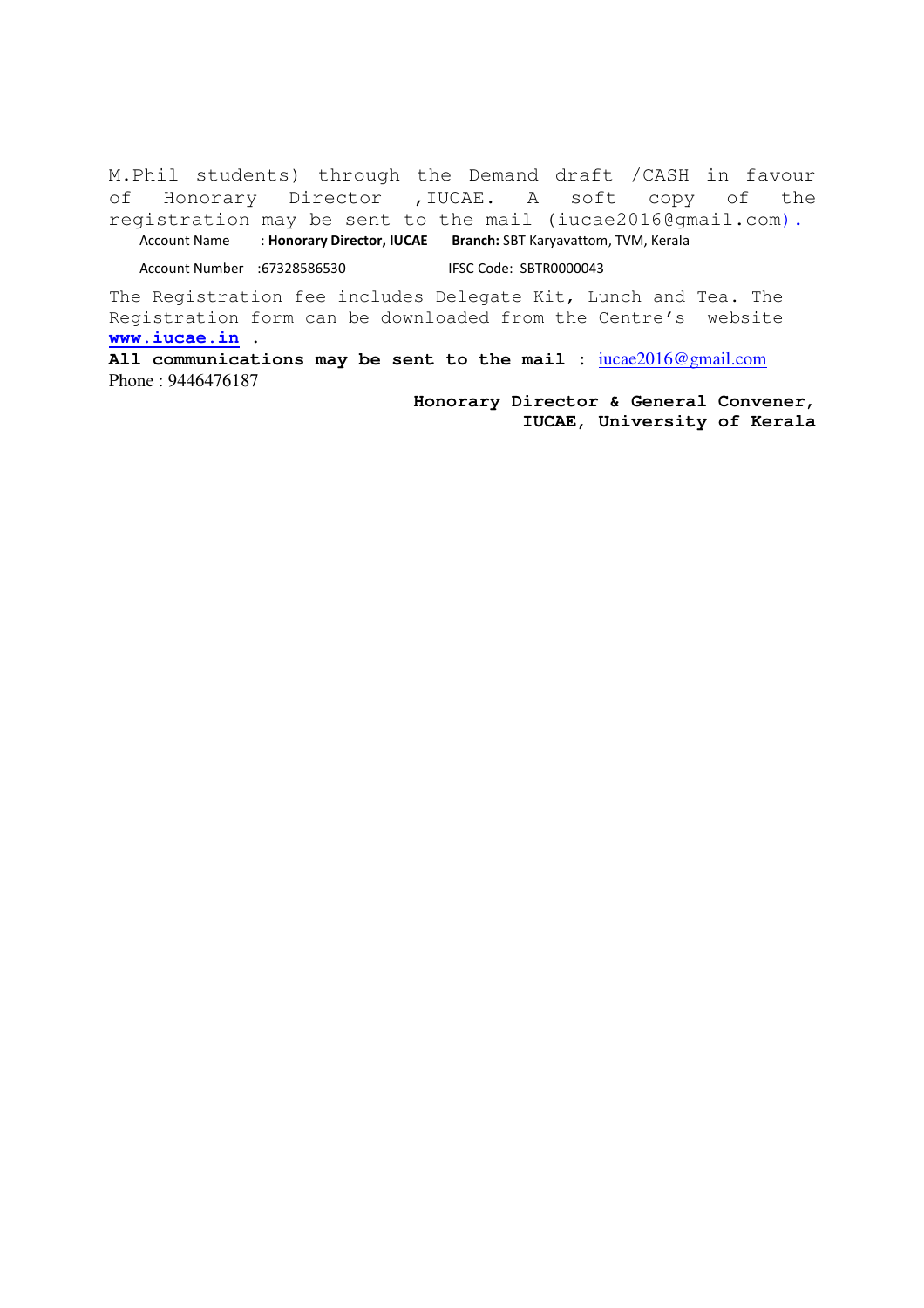M.Phil students) through the Demand draft /CASH in favour of Honorary Director ,IUCAE. A soft copy of the registration may be sent to the mail (iucae2016@gmail.com).

Account Name : **Honorary Director, IUCAE** **Branch:** SBT Karyavattom, TVM, Kerala

Account Number :67328586530 IFSC Code: SBTR0000043

The Registration fee includes Delegate Kit, Lunch and Tea. The Registration form can be downloaded from the Centre's website **www.iucae.in** .

**All communications may be sent to the mail :** iucae2016@gmail.com

Phone : 9446476187

**Honorary Director & General Convener,**
**IUCAE, University of Kerala**